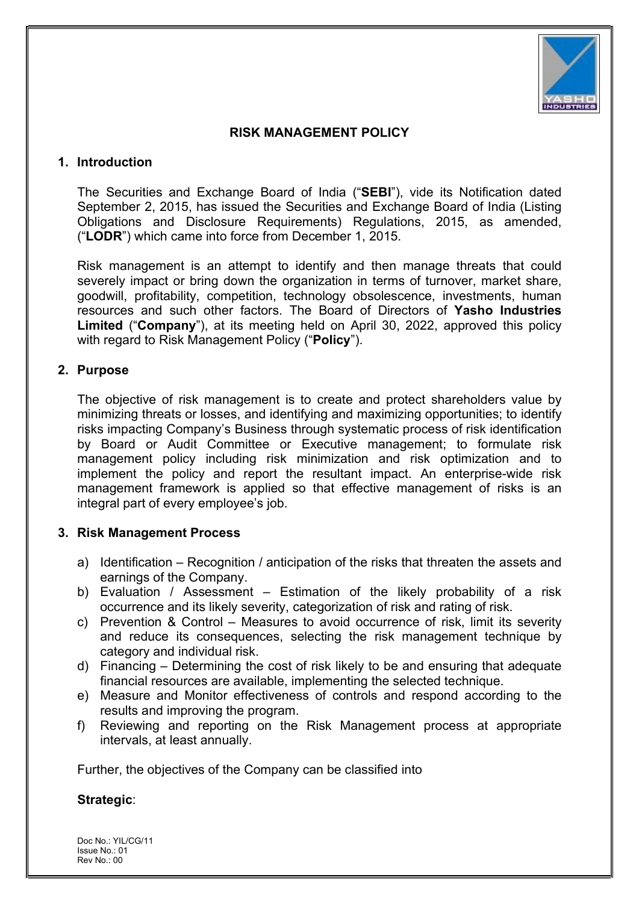# RISK MANAGEMENT POLICY

## 1. Introduction

The Securities and Exchange Board of India ("**SEBI**"), vide its Notification dated September 2, 2015, has issued the Securities and Exchange Board of India (Listing Obligations and Disclosure Requirements) Regulations, 2015, as amended, ("**LODR**") which came into force from December 1, 2015.

Risk management is an attempt to identify and then manage threats that could severely impact or bring down the organization in terms of turnover, market share, goodwill, profitability, competition, technology obsolescence, investments, human resources and such other factors. The Board of Directors of **Yasho Industries Limited** ("**Company**"), at its meeting held on April 30, 2022, approved this policy with regard to Risk Management Policy ("**Policy**").

## 2. Purpose

The objective of risk management is to create and protect shareholders value by minimizing threats or losses, and identifying and maximizing opportunities; to identify risks impacting Company's Business through systematic process of risk identification by Board or Audit Committee or Executive management; to formulate risk management policy including risk minimization and risk optimization and to implement the policy and report the resultant impact. An enterprise-wide risk management framework is applied so that effective management of risks is an integral part of every employee's job.

## 3. Risk Management Process

a) Identification – Recognition / anticipation of the risks that threaten the assets and earnings of the Company.
b) Evaluation / Assessment – Estimation of the likely probability of a risk occurrence and its likely severity, categorization of risk and rating of risk.
c) Prevention & Control – Measures to avoid occurrence of risk, limit its severity and reduce its consequences, selecting the risk management technique by category and individual risk.
d) Financing – Determining the cost of risk likely to be and ensuring that adequate financial resources are available, implementing the selected technique.
e) Measure and Monitor effectiveness of controls and respond according to the results and improving the program.
f) Reviewing and reporting on the Risk Management process at appropriate intervals, at least annually.

Further, the objectives of the Company can be classified into

**Strategic**:

Doc No.: YIL/CG/11
Issue No.: 01
Rev No.: 00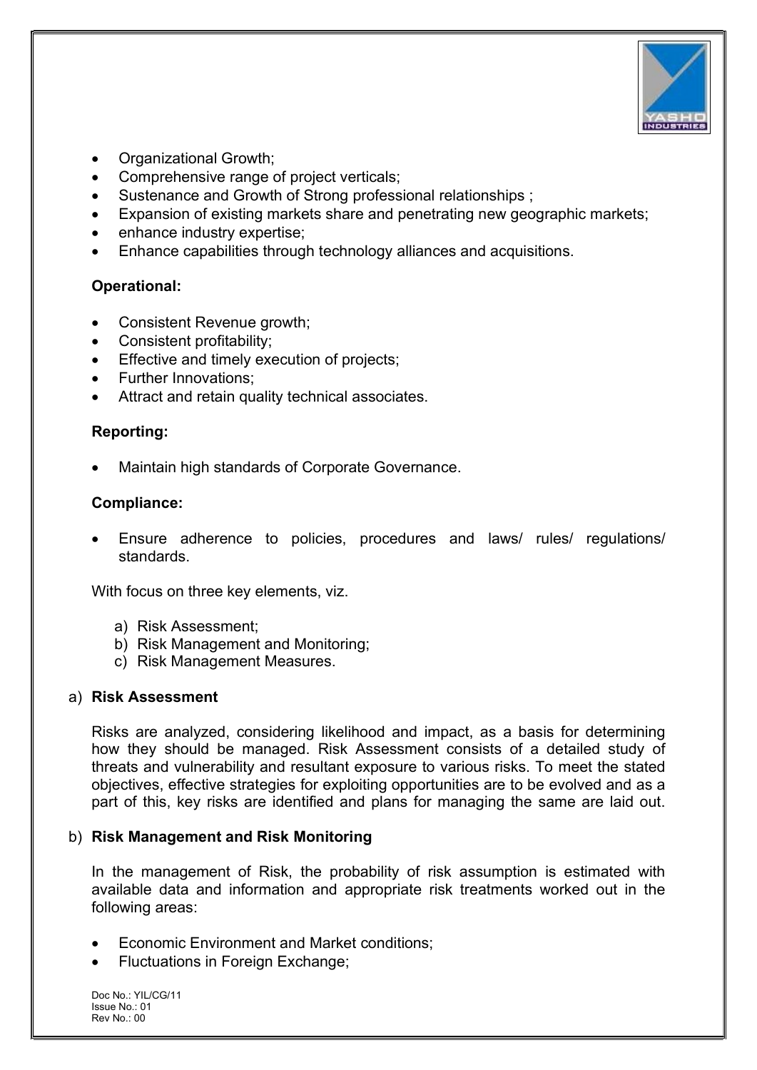- Organizational Growth;
- Comprehensive range of project verticals;
- Sustenance and Growth of Strong professional relationships ;
- Expansion of existing markets share and penetrating new geographic markets;
- enhance industry expertise;
- Enhance capabilities through technology alliances and acquisitions.

**Operational:**

- Consistent Revenue growth;
- Consistent profitability;
- Effective and timely execution of projects;
- Further Innovations;
- Attract and retain quality technical associates.

**Reporting:**

- Maintain high standards of Corporate Governance.

**Compliance:**

- Ensure adherence to policies, procedures and laws/ rules/ regulations/ standards.

With focus on three key elements, viz.

a) Risk Assessment;
b) Risk Management and Monitoring;
c) Risk Management Measures.

a) **Risk Assessment**

Risks are analyzed, considering likelihood and impact, as a basis for determining how they should be managed. Risk Assessment consists of a detailed study of threats and vulnerability and resultant exposure to various risks. To meet the stated objectives, effective strategies for exploiting opportunities are to be evolved and as a part of this, key risks are identified and plans for managing the same are laid out.

b) **Risk Management and Risk Monitoring**

In the management of Risk, the probability of risk assumption is estimated with available data and information and appropriate risk treatments worked out in the following areas:

- Economic Environment and Market conditions;
- Fluctuations in Foreign Exchange;

Doc No.: YIL/CG/11
Issue No.: 01
Rev No.: 00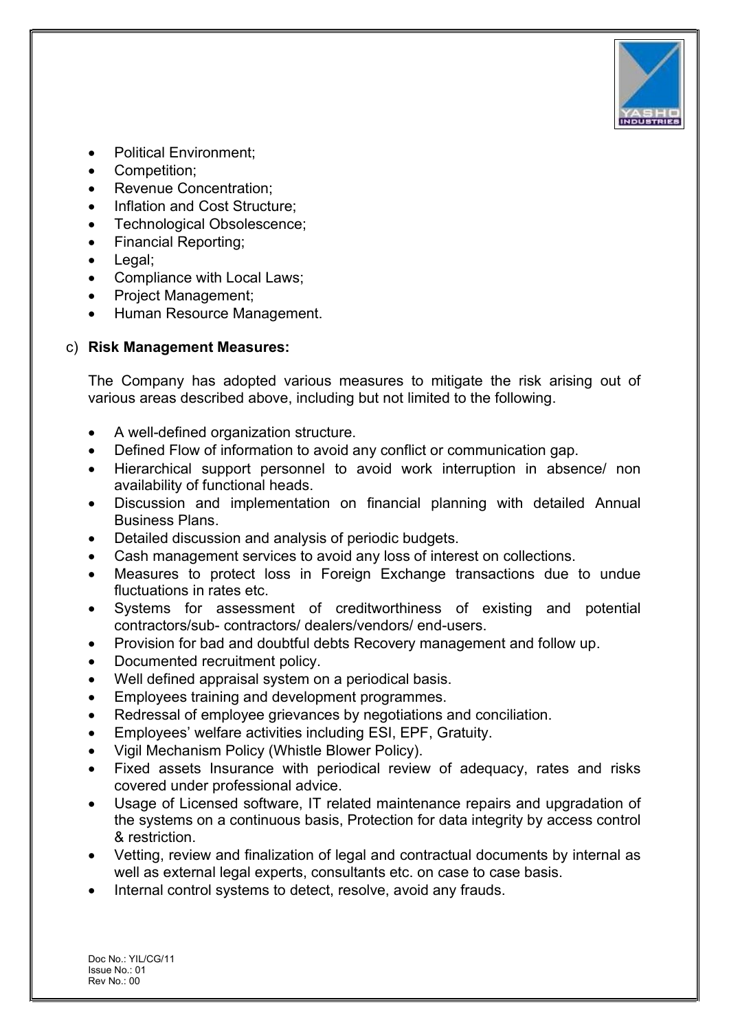- Political Environment;
- Competition;
- Revenue Concentration;
- Inflation and Cost Structure;
- Technological Obsolescence;
- Financial Reporting;
- Legal;
- Compliance with Local Laws;
- Project Management;
- Human Resource Management.

c) **Risk Management Measures:**

The Company has adopted various measures to mitigate the risk arising out of various areas described above, including but not limited to the following.

- A well-defined organization structure.
- Defined Flow of information to avoid any conflict or communication gap.
- Hierarchical support personnel to avoid work interruption in absence/ non availability of functional heads.
- Discussion and implementation on financial planning with detailed Annual Business Plans.
- Detailed discussion and analysis of periodic budgets.
- Cash management services to avoid any loss of interest on collections.
- Measures to protect loss in Foreign Exchange transactions due to undue fluctuations in rates etc.
- Systems for assessment of creditworthiness of existing and potential contractors/sub- contractors/ dealers/vendors/ end-users.
- Provision for bad and doubtful debts Recovery management and follow up.
- Documented recruitment policy.
- Well defined appraisal system on a periodical basis.
- Employees training and development programmes.
- Redressal of employee grievances by negotiations and conciliation.
- Employees' welfare activities including ESI, EPF, Gratuity.
- Vigil Mechanism Policy (Whistle Blower Policy).
- Fixed assets Insurance with periodical review of adequacy, rates and risks covered under professional advice.
- Usage of Licensed software, IT related maintenance repairs and upgradation of the systems on a continuous basis, Protection for data integrity by access control & restriction.
- Vetting, review and finalization of legal and contractual documents by internal as well as external legal experts, consultants etc. on case to case basis.
- Internal control systems to detect, resolve, avoid any frauds.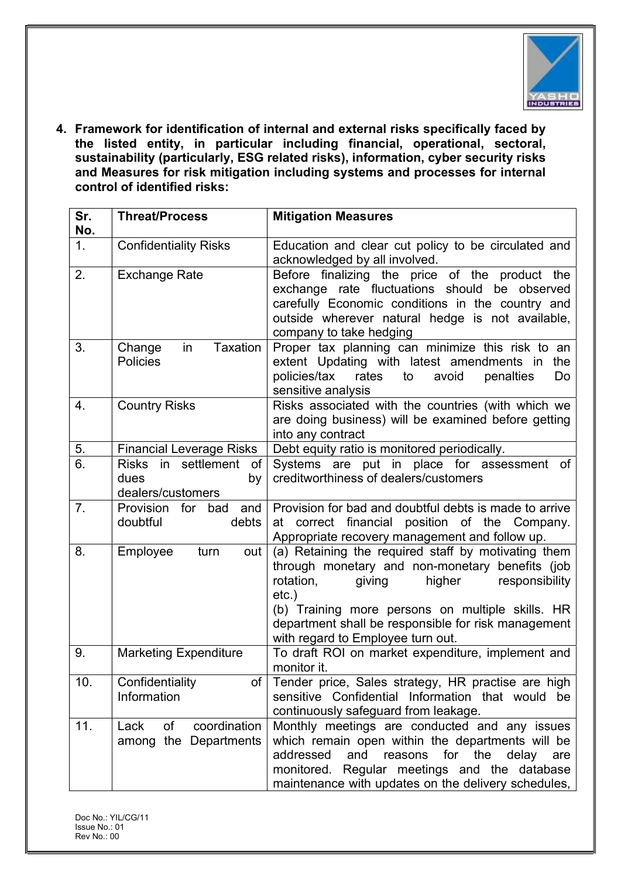**4. Framework for identification of internal and external risks specifically faced by the listed entity, in particular including financial, operational, sectoral, sustainability (particularly, ESG related risks), information, cyber security risks and Measures for risk mitigation including systems and processes for internal control of identified risks:**

| Sr. No. | Threat/Process | Mitigation Measures |
|---|---|---|
| 1. | Confidentiality Risks | Education and clear cut policy to be circulated and acknowledged by all involved. |
| 2. | Exchange Rate | Before finalizing the price of the product the exchange rate fluctuations should be observed carefully Economic conditions in the country and outside wherever natural hedge is not available, company to take hedging |
| 3. | Change in Taxation Policies | Proper tax planning can minimize this risk to an extent Updating with latest amendments in the policies/tax rates to avoid penalties Do sensitive analysis |
| 4. | Country Risks | Risks associated with the countries (with which we are doing business) will be examined before getting into any contract |
| 5. | Financial Leverage Risks | Debt equity ratio is monitored periodically. |
| 6. | Risks in settlement of dues by dealers/customers | Systems are put in place for assessment of creditworthiness of dealers/customers |
| 7. | Provision for bad and doubtful debts | Provision for bad and doubtful debts is made to arrive at correct financial position of the Company. Appropriate recovery management and follow up. |
| 8. | Employee turn out | (a) Retaining the required staff by motivating them through monetary and non-monetary benefits (job rotation, giving higher responsibility etc.)<br>(b) Training more persons on multiple skills. HR department shall be responsible for risk management with regard to Employee turn out. |
| 9. | Marketing Expenditure | To draft ROI on market expenditure, implement and monitor it. |
| 10. | Confidentiality of Information | Tender price, Sales strategy, HR practise are high sensitive Confidential Information that would be continuously safeguard from leakage. |
| 11. | Lack of coordination among the Departments | Monthly meetings are conducted and any issues which remain open within the departments will be addressed and reasons for the delay are monitored. Regular meetings and the database maintenance with updates on the delivery schedules, |

Doc No.: YIL/CG/11
Issue No.: 01
Rev No.: 00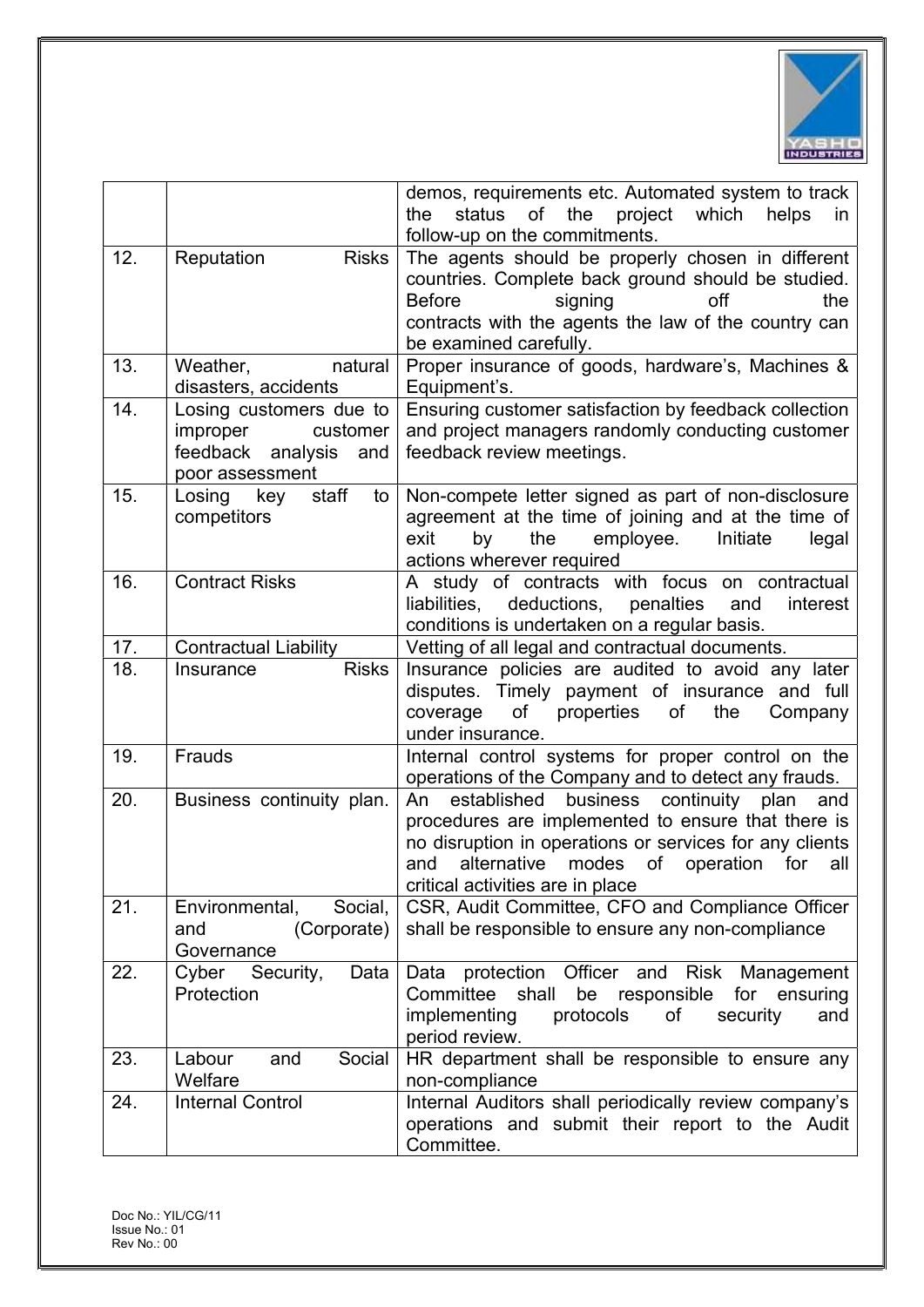| | | |
|---|---|---|
| | | demos, requirements etc. Automated system to track the status of the project which helps in follow-up on the commitments. |
| 12. | Reputation Risks | The agents should be properly chosen in different countries. Complete back ground should be studied. Before signing off the contracts with the agents the law of the country can be examined carefully. |
| 13. | Weather, natural disasters, accidents | Proper insurance of goods, hardware's, Machines & Equipment's. |
| 14. | Losing customers due to improper customer feedback analysis and poor assessment | Ensuring customer satisfaction by feedback collection and project managers randomly conducting customer feedback review meetings. |
| 15. | Losing key staff to competitors | Non-compete letter signed as part of non-disclosure agreement at the time of joining and at the time of exit by the employee. Initiate legal actions wherever required |
| 16. | Contract Risks | A study of contracts with focus on contractual liabilities, deductions, penalties and interest conditions is undertaken on a regular basis. |
| 17. | Contractual Liability | Vetting of all legal and contractual documents. |
| 18. | Insurance Risks | Insurance policies are audited to avoid any later disputes. Timely payment of insurance and full coverage of properties of the Company under insurance. |
| 19. | Frauds | Internal control systems for proper control on the operations of the Company and to detect any frauds. |
| 20. | Business continuity plan. | An established business continuity plan and procedures are implemented to ensure that there is no disruption in operations or services for any clients and alternative modes of operation for all critical activities are in place |
| 21. | Environmental, Social, and (Corporate) Governance | CSR, Audit Committee, CFO and Compliance Officer shall be responsible to ensure any non-compliance |
| 22. | Cyber Security, Data Protection | Data protection Officer and Risk Management Committee shall be responsible for ensuring implementing protocols of security and period review. |
| 23. | Labour and Social Welfare | HR department shall be responsible to ensure any non-compliance |
| 24. | Internal Control | Internal Auditors shall periodically review company's operations and submit their report to the Audit Committee. |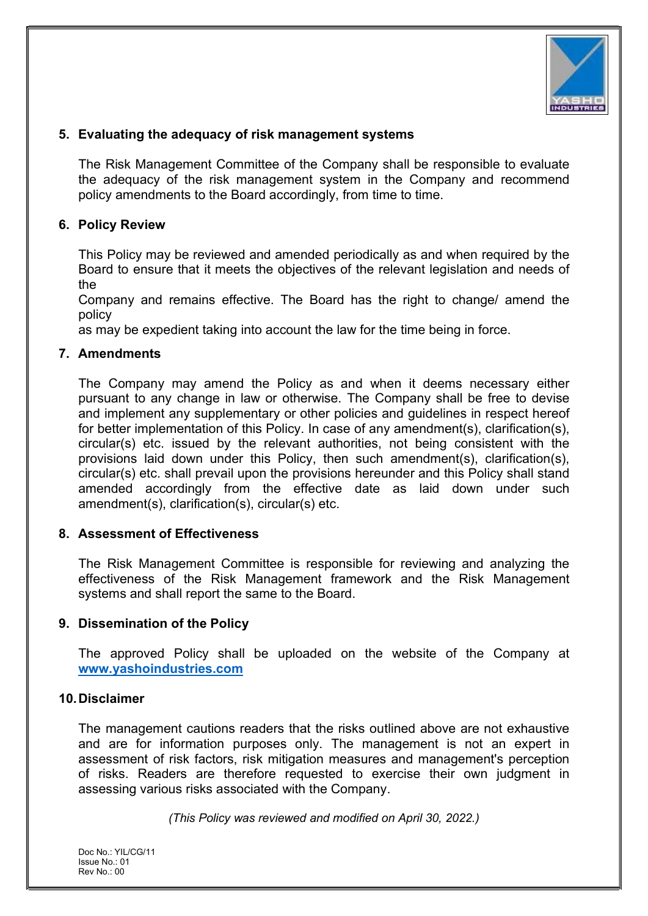## 5. Evaluating the adequacy of risk management systems

The Risk Management Committee of the Company shall be responsible to evaluate the adequacy of the risk management system in the Company and recommend policy amendments to the Board accordingly, from time to time.

## 6. Policy Review

This Policy may be reviewed and amended periodically as and when required by the Board to ensure that it meets the objectives of the relevant legislation and needs of the Company and remains effective. The Board has the right to change/ amend the policy as may be expedient taking into account the law for the time being in force.

## 7. Amendments

The Company may amend the Policy as and when it deems necessary either pursuant to any change in law or otherwise. The Company shall be free to devise and implement any supplementary or other policies and guidelines in respect hereof for better implementation of this Policy. In case of any amendment(s), clarification(s), circular(s) etc. issued by the relevant authorities, not being consistent with the provisions laid down under this Policy, then such amendment(s), clarification(s), circular(s) etc. shall prevail upon the provisions hereunder and this Policy shall stand amended accordingly from the effective date as laid down under such amendment(s), clarification(s), circular(s) etc.

## 8. Assessment of Effectiveness

The Risk Management Committee is responsible for reviewing and analyzing the effectiveness of the Risk Management framework and the Risk Management systems and shall report the same to the Board.

## 9. Dissemination of the Policy

The approved Policy shall be uploaded on the website of the Company at **www.yashoindustries.com**

## 10. Disclaimer

The management cautions readers that the risks outlined above are not exhaustive and are for information purposes only. The management is not an expert in assessment of risk factors, risk mitigation measures and management's perception of risks. Readers are therefore requested to exercise their own judgment in assessing various risks associated with the Company.

*(This Policy was reviewed and modified on April 30, 2022.)*

Doc No.: YIL/CG/11
Issue No.: 01
Rev No.: 00